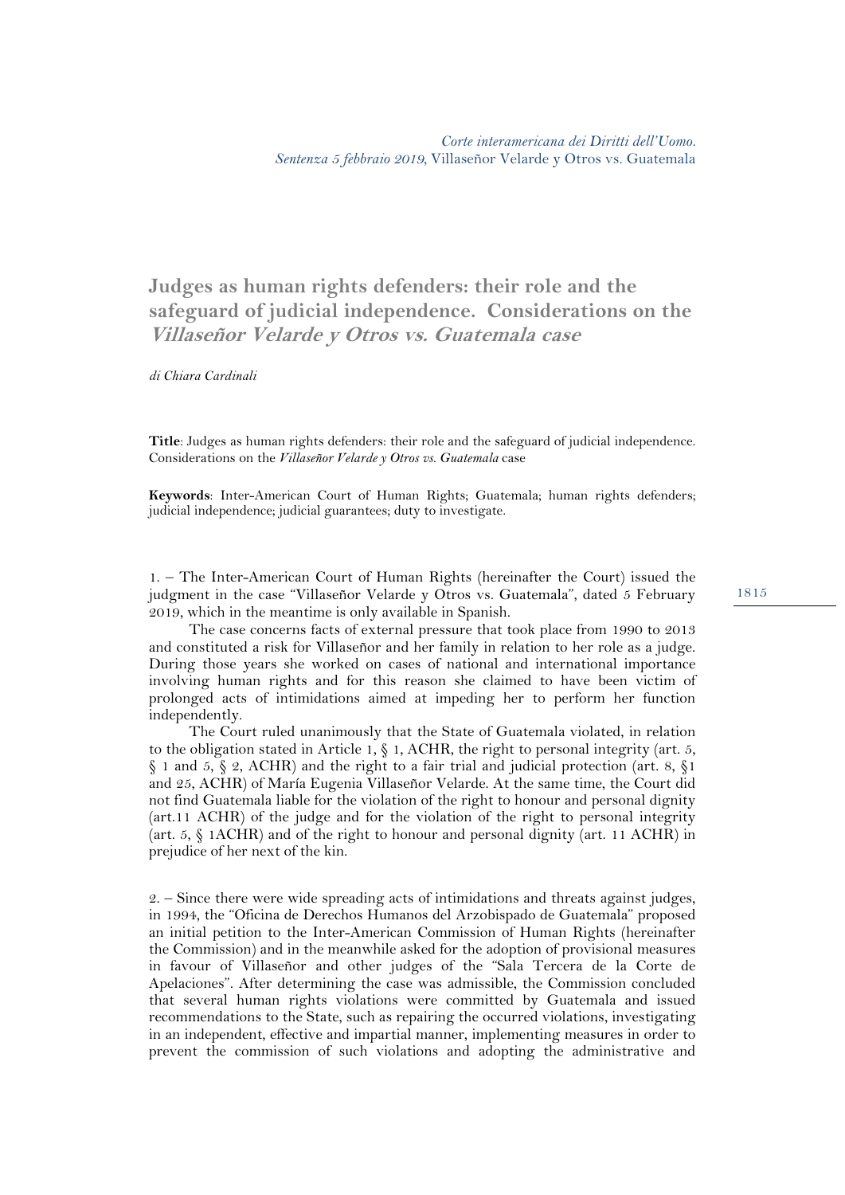*Corte interamericana dei Diritti dell'Uomo.*
*Sentenza 5 febbraio 2019*, Villaseñor Velarde y Otros vs. Guatemala

# Judges as human rights defenders: their role and the safeguard of judicial independence. Considerations on the *Villaseñor Velarde y Otros vs. Guatemala case*

*di Chiara Cardinali*

**Title**: Judges as human rights defenders: their role and the safeguard of judicial independence. Considerations on the *Villaseñor Velarde y Otros vs. Guatemala* case

**Keywords**: Inter-American Court of Human Rights; Guatemala; human rights defenders; judicial independence; judicial guarantees; duty to investigate.

1. – The Inter-American Court of Human Rights (hereinafter the Court) issued the judgment in the case "Villaseñor Velarde y Otros vs. Guatemala", dated 5 February 2019, which in the meantime is only available in Spanish.

The case concerns facts of external pressure that took place from 1990 to 2013 and constituted a risk for Villaseñor and her family in relation to her role as a judge. During those years she worked on cases of national and international importance involving human rights and for this reason she claimed to have been victim of prolonged acts of intimidations aimed at impeding her to perform her function independently.

The Court ruled unanimously that the State of Guatemala violated, in relation to the obligation stated in Article 1, § 1, ACHR, the right to personal integrity (art. 5, § 1 and 5, § 2, ACHR) and the right to a fair trial and judicial protection (art. 8, §1 and 25, ACHR) of María Eugenia Villaseñor Velarde. At the same time, the Court did not find Guatemala liable for the violation of the right to honour and personal dignity (art.11 ACHR) of the judge and for the violation of the right to personal integrity (art. 5, § 1ACHR) and of the right to honour and personal dignity (art. 11 ACHR) in prejudice of her next of the kin.

2. – Since there were wide spreading acts of intimidations and threats against judges, in 1994, the "Oficina de Derechos Humanos del Arzobispado de Guatemala" proposed an initial petition to the Inter-American Commission of Human Rights (hereinafter the Commission) and in the meanwhile asked for the adoption of provisional measures in favour of Villaseñor and other judges of the "Sala Tercera de la Corte de Apelaciones". After determining the case was admissible, the Commission concluded that several human rights violations were committed by Guatemala and issued recommendations to the State, such as repairing the occurred violations, investigating in an independent, effective and impartial manner, implementing measures in order to prevent the commission of such violations and adopting the administrative and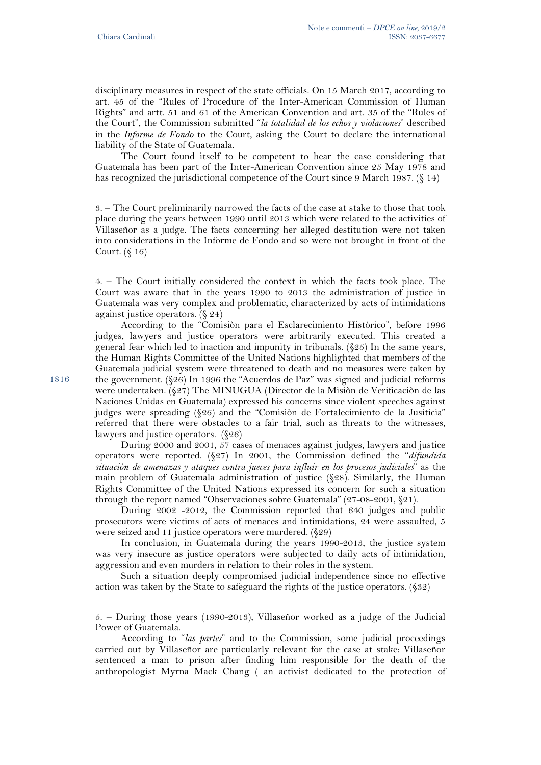disciplinary measures in respect of the state officials. On 15 March 2017, according to art. 45 of the "Rules of Procedure of the Inter-American Commission of Human Rights" and artt. 51 and 61 of the American Convention and art. 35 of the "Rules of the Court", the Commission submitted "*la totalidad de los echos y violaciones*" described in the *Informe de Fondo* to the Court, asking the Court to declare the international liability of the State of Guatemala.

The Court found itself to be competent to hear the case considering that Guatemala has been part of the Inter-American Convention since 25 May 1978 and has recognized the jurisdictional competence of the Court since 9 March 1987. (§ 14)

3. – The Court preliminarily narrowed the facts of the case at stake to those that took place during the years between 1990 until 2013 which were related to the activities of Villaseñor as a judge. The facts concerning her alleged destitution were not taken into considerations in the Informe de Fondo and so were not brought in front of the Court. (§ 16)

4. – The Court initially considered the context in which the facts took place. The Court was aware that in the years 1990 to 2013 the administration of justice in Guatemala was very complex and problematic, characterized by acts of intimidations against justice operators. (§ 24)

According to the "Comisiòn para el Esclarecimiento Històrico", before 1996 judges, lawyers and justice operators were arbitrarily executed. This created a general fear which led to inaction and impunity in tribunals. (§25) In the same years, the Human Rights Committee of the United Nations highlighted that members of the Guatemala judicial system were threatened to death and no measures were taken by the government. (§26) In 1996 the "Acuerdos de Paz" was signed and judicial reforms were undertaken. (§27) The MINUGUA (Director de la Misiòn de Verificaciòn de las Naciones Unidas en Guatemala) expressed his concerns since violent speeches against judges were spreading (§26) and the "Comisiòn de Fortalecimiento de la Jusiticia" referred that there were obstacles to a fair trial, such as threats to the witnesses, lawyers and justice operators. (§26)

During 2000 and 2001, 57 cases of menaces against judges, lawyers and justice operators were reported. (§27) In 2001, the Commission defined the "*difundida situaciòn de amenazas y ataques contra jueces para influir en los procesos judiciales*" as the main problem of Guatemala administration of justice (§28). Similarly, the Human Rights Committee of the United Nations expressed its concern for such a situation through the report named "Observaciones sobre Guatemala" (27-08-2001, §21).

During 2002 -2012, the Commission reported that 640 judges and public prosecutors were victims of acts of menaces and intimidations, 24 were assaulted, 5 were seized and 11 justice operators were murdered. (§29)

In conclusion, in Guatemala during the years 1990-2013, the justice system was very insecure as justice operators were subjected to daily acts of intimidation, aggression and even murders in relation to their roles in the system.

Such a situation deeply compromised judicial independence since no effective action was taken by the State to safeguard the rights of the justice operators. (§32)

5. – During those years (1990-2013), Villaseñor worked as a judge of the Judicial Power of Guatemala.

According to "*las partes*" and to the Commission, some judicial proceedings carried out by Villaseñor are particularly relevant for the case at stake: Villaseñor sentenced a man to prison after finding him responsible for the death of the anthropologist Myrna Mack Chang ( an activist dedicated to the protection of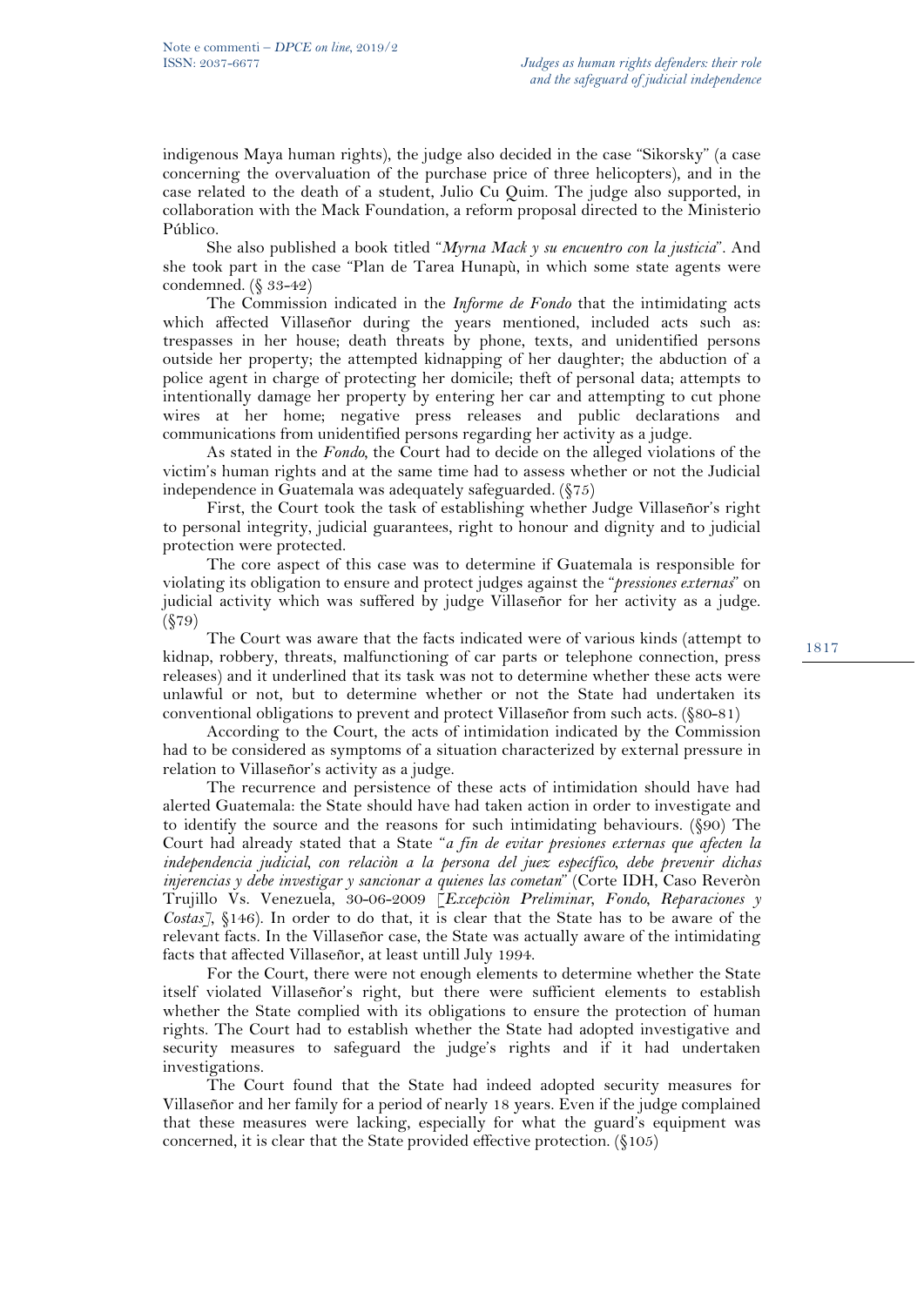indigenous Maya human rights), the judge also decided in the case "Sikorsky" (a case concerning the overvaluation of the purchase price of three helicopters), and in the case related to the death of a student, Julio Cu Quim. The judge also supported, in collaboration with the Mack Foundation, a reform proposal directed to the Ministerio Público.

She also published a book titled "*Myrna Mack y su encuentro con la justicia*". And she took part in the case "Plan de Tarea Hunapù, in which some state agents were condemned. (§ 33-42)

The Commission indicated in the *Informe de Fondo* that the intimidating acts which affected Villaseñor during the years mentioned, included acts such as: trespasses in her house; death threats by phone, texts, and unidentified persons outside her property; the attempted kidnapping of her daughter; the abduction of a police agent in charge of protecting her domicile; theft of personal data; attempts to intentionally damage her property by entering her car and attempting to cut phone wires at her home; negative press releases and public declarations and communications from unidentified persons regarding her activity as a judge.

As stated in the *Fondo,* the Court had to decide on the alleged violations of the victim's human rights and at the same time had to assess whether or not the Judicial independence in Guatemala was adequately safeguarded. (§75)

First, the Court took the task of establishing whether Judge Villaseñor's right to personal integrity, judicial guarantees, right to honour and dignity and to judicial protection were protected.

The core aspect of this case was to determine if Guatemala is responsible for violating its obligation to ensure and protect judges against the "*pressiones externas*" on judicial activity which was suffered by judge Villaseñor for her activity as a judge. (§79)

The Court was aware that the facts indicated were of various kinds (attempt to kidnap, robbery, threats, malfunctioning of car parts or telephone connection, press releases) and it underlined that its task was not to determine whether these acts were unlawful or not, but to determine whether or not the State had undertaken its conventional obligations to prevent and protect Villaseñor from such acts. (§80-81)

According to the Court, the acts of intimidation indicated by the Commission had to be considered as symptoms of a situation characterized by external pressure in relation to Villaseñor's activity as a judge.

The recurrence and persistence of these acts of intimidation should have had alerted Guatemala: the State should have had taken action in order to investigate and to identify the source and the reasons for such intimidating behaviours. (§90) The Court had already stated that a State "*a fin de evitar presiones externas que afecten la independencia judicial, con relaciòn a la persona del juez especifico, debe prevenir dichas injerencias y debe investigar y sancionar a quienes las cometan*" (Corte IDH, Caso Reveròn Trujillo Vs. Venezuela, 30-06-2009 [*Excepciòn Preliminar, Fondo, Reparaciones y Costas*], §146). In order to do that, it is clear that the State has to be aware of the relevant facts. In the Villaseñor case, the State was actually aware of the intimidating facts that affected Villaseñor, at least untill July 1994.

For the Court, there were not enough elements to determine whether the State itself violated Villaseñor's right, but there were sufficient elements to establish whether the State complied with its obligations to ensure the protection of human rights. The Court had to establish whether the State had adopted investigative and security measures to safeguard the judge's rights and if it had undertaken investigations.

The Court found that the State had indeed adopted security measures for Villaseñor and her family for a period of nearly 18 years. Even if the judge complained that these measures were lacking, especially for what the guard's equipment was concerned, it is clear that the State provided effective protection. (§105)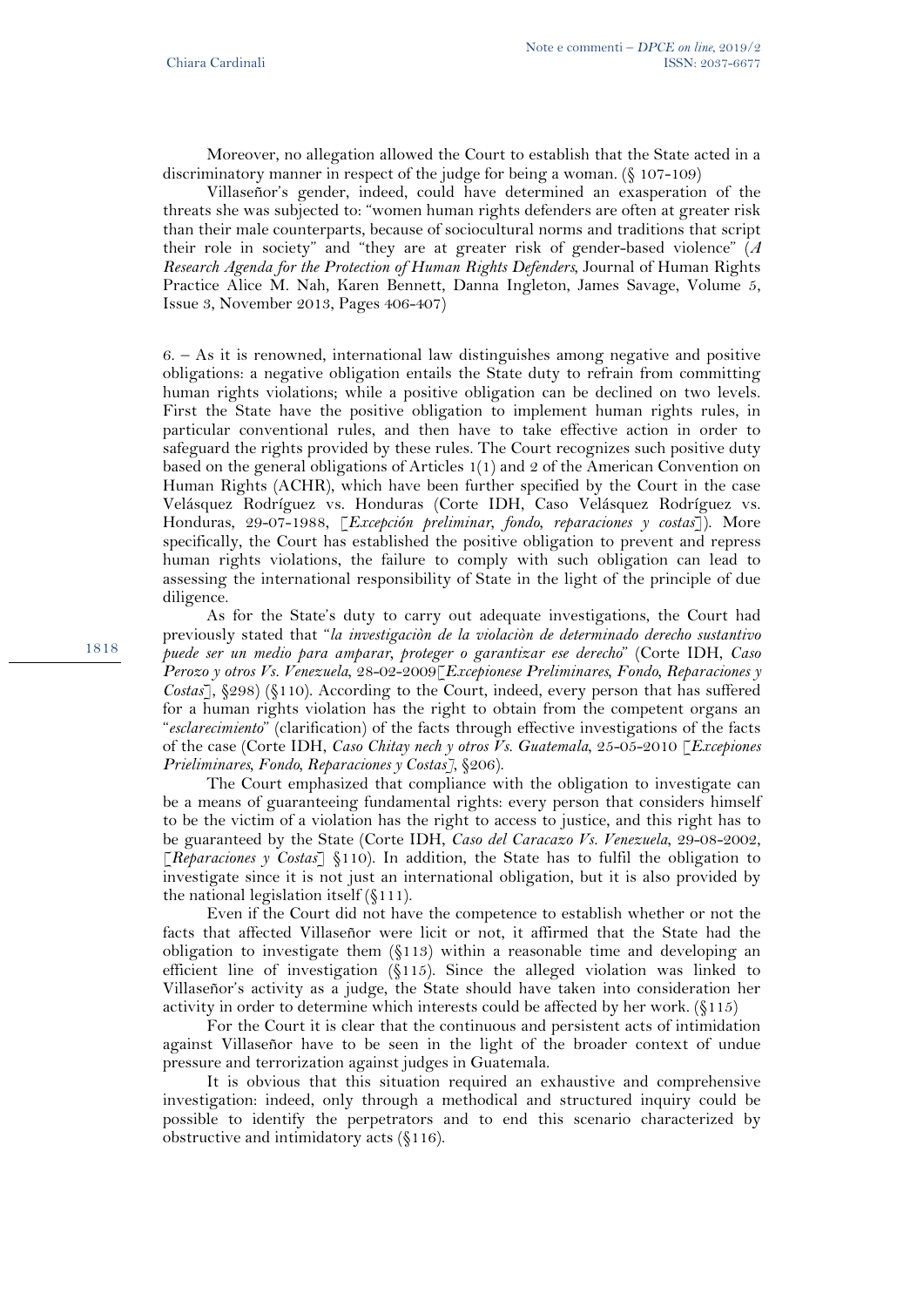Moreover, no allegation allowed the Court to establish that the State acted in a discriminatory manner in respect of the judge for being a woman. (§ 107-109)

Villaseñor's gender, indeed, could have determined an exasperation of the threats she was subjected to: "women human rights defenders are often at greater risk than their male counterparts, because of sociocultural norms and traditions that script their role in society" and "they are at greater risk of gender-based violence" (*A Research Agenda for the Protection of Human Rights Defenders*, Journal of Human Rights Practice Alice M. Nah, Karen Bennett, Danna Ingleton, James Savage, Volume 5, Issue 3, November 2013, Pages 406-407)

6. – As it is renowned, international law distinguishes among negative and positive obligations: a negative obligation entails the State duty to refrain from committing human rights violations; while a positive obligation can be declined on two levels. First the State have the positive obligation to implement human rights rules, in particular conventional rules, and then have to take effective action in order to safeguard the rights provided by these rules. The Court recognizes such positive duty based on the general obligations of Articles 1(1) and 2 of the American Convention on Human Rights (ACHR), which have been further specified by the Court in the case Velásquez Rodríguez vs. Honduras (Corte IDH, Caso Velásquez Rodríguez vs. Honduras, 29-07-1988, [*Excepción preliminar, fondo, reparaciones y costas*]). More specifically, the Court has established the positive obligation to prevent and repress human rights violations, the failure to comply with such obligation can lead to assessing the international responsibility of State in the light of the principle of due diligence.

As for the State's duty to carry out adequate investigations, the Court had previously stated that "*la investigaciòn de la violaciòn de determinado derecho sustantivo puede ser un medio para amparar, proteger o garantizar ese derecho*" (Corte IDH, *Caso Perozo y otros Vs. Venezuela*, 28-02-2009[*Excepionese Preliminares, Fondo, Reparaciones y Costas*], §298) (§110). According to the Court, indeed, every person that has suffered for a human rights violation has the right to obtain from the competent organs an "*esclarecimiento*" (clarification) of the facts through effective investigations of the facts of the case (Corte IDH, *Caso Chitay nech y otros Vs. Guatemala*, 25-05-2010 [*Excepiones Prieliminares, Fondo, Reparaciones y Costas*], §206).

The Court emphasized that compliance with the obligation to investigate can be a means of guaranteeing fundamental rights: every person that considers himself to be the victim of a violation has the right to access to justice, and this right has to be guaranteed by the State (Corte IDH, *Caso del Caracazo Vs. Venezuela*, 29-08-2002, [*Reparaciones y Costas*] §110). In addition, the State has to fulfil the obligation to investigate since it is not just an international obligation, but it is also provided by the national legislation itself (§111).

Even if the Court did not have the competence to establish whether or not the facts that affected Villaseñor were licit or not, it affirmed that the State had the obligation to investigate them (§113) within a reasonable time and developing an efficient line of investigation (§115). Since the alleged violation was linked to Villaseñor's activity as a judge, the State should have taken into consideration her activity in order to determine which interests could be affected by her work. (§115)

For the Court it is clear that the continuous and persistent acts of intimidation against Villaseñor have to be seen in the light of the broader context of undue pressure and terrorization against judges in Guatemala.

It is obvious that this situation required an exhaustive and comprehensive investigation: indeed, only through a methodical and structured inquiry could be possible to identify the perpetrators and to end this scenario characterized by obstructive and intimidatory acts (§116).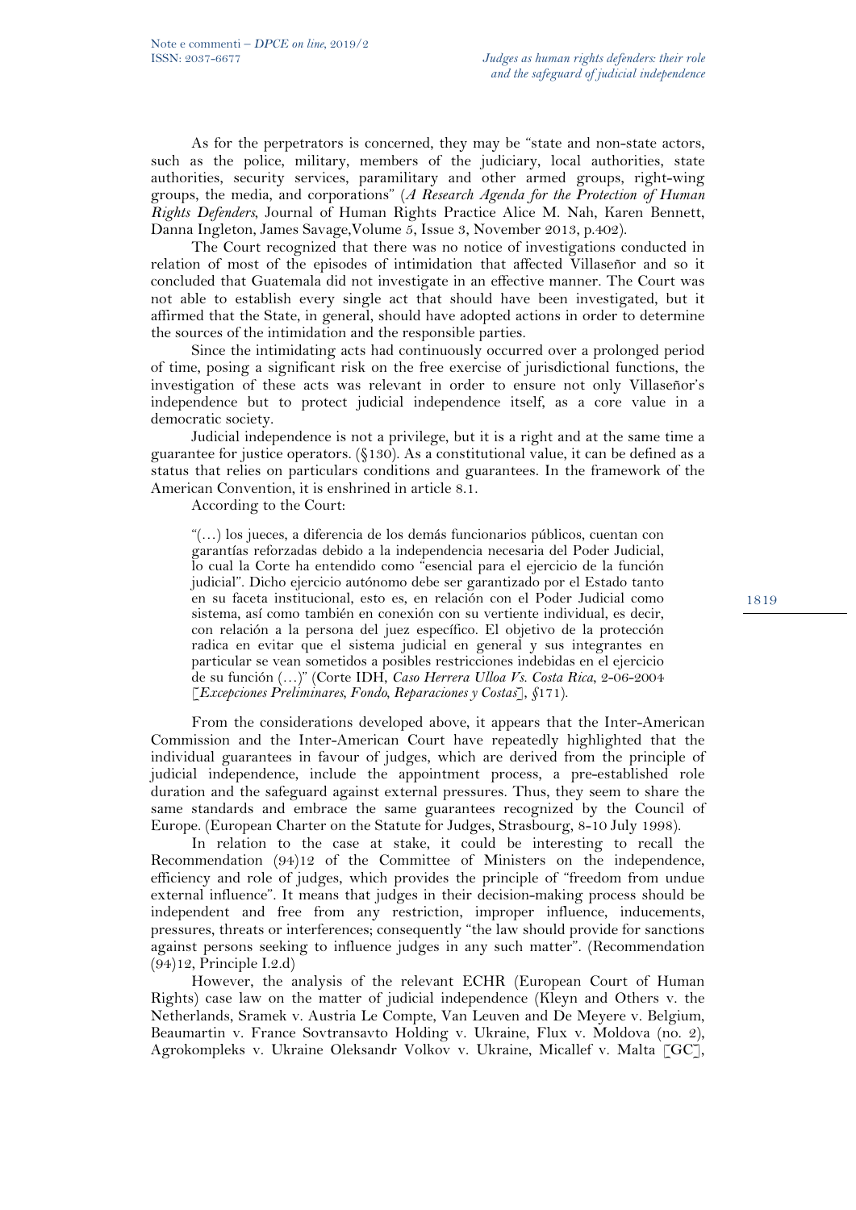As for the perpetrators is concerned, they may be "state and non-state actors, such as the police, military, members of the judiciary, local authorities, state authorities, security services, paramilitary and other armed groups, right-wing groups, the media, and corporations" (*A Research Agenda for the Protection of Human Rights Defenders*, Journal of Human Rights Practice Alice M. Nah, Karen Bennett, Danna Ingleton, James Savage,Volume 5, Issue 3, November 2013, p.402).

The Court recognized that there was no notice of investigations conducted in relation of most of the episodes of intimidation that affected Villaseñor and so it concluded that Guatemala did not investigate in an effective manner. The Court was not able to establish every single act that should have been investigated, but it affirmed that the State, in general, should have adopted actions in order to determine the sources of the intimidation and the responsible parties.

Since the intimidating acts had continuously occurred over a prolonged period of time, posing a significant risk on the free exercise of jurisdictional functions, the investigation of these acts was relevant in order to ensure not only Villaseñor's independence but to protect judicial independence itself, as a core value in a democratic society.

Judicial independence is not a privilege, but it is a right and at the same time a guarantee for justice operators. (§130). As a constitutional value, it can be defined as a status that relies on particulars conditions and guarantees. In the framework of the American Convention, it is enshrined in article 8.1.

According to the Court:

> "(…) los jueces, a diferencia de los demás funcionarios públicos, cuentan con garantías reforzadas debido a la independencia necesaria del Poder Judicial, lo cual la Corte ha entendido como "esencial para el ejercicio de la función judicial". Dicho ejercicio autónomo debe ser garantizado por el Estado tanto en su faceta institucional, esto es, en relación con el Poder Judicial como sistema, así como también en conexión con su vertiente individual, es decir, con relación a la persona del juez específico. El objetivo de la protección radica en evitar que el sistema judicial en general y sus integrantes en particular se vean sometidos a posibles restricciones indebidas en el ejercicio de su función (…)" (Corte IDH, *Caso Herrera Ulloa Vs. Costa Rica*, 2-06-2004 [*Excepciones Preliminares, Fondo, Reparaciones y Costas*], §171).

From the considerations developed above, it appears that the Inter-American Commission and the Inter-American Court have repeatedly highlighted that the individual guarantees in favour of judges, which are derived from the principle of judicial independence, include the appointment process, a pre-established role duration and the safeguard against external pressures. Thus, they seem to share the same standards and embrace the same guarantees recognized by the Council of Europe. (European Charter on the Statute for Judges, Strasbourg, 8-10 July 1998).

In relation to the case at stake, it could be interesting to recall the Recommendation (94)12 of the Committee of Ministers on the independence, efficiency and role of judges, which provides the principle of "freedom from undue external influence". It means that judges in their decision-making process should be independent and free from any restriction, improper influence, inducements, pressures, threats or interferences; consequently "the law should provide for sanctions against persons seeking to influence judges in any such matter". (Recommendation (94)12, Principle I.2.d)

However, the analysis of the relevant ECHR (European Court of Human Rights) case law on the matter of judicial independence (Kleyn and Others v. the Netherlands, Sramek v. Austria Le Compte, Van Leuven and De Meyere v. Belgium, Beaumartin v. France Sovtransavto Holding v. Ukraine, Flux v. Moldova (no. 2), Agrokompleks v. Ukraine Oleksandr Volkov v. Ukraine, Micallef v. Malta [GC],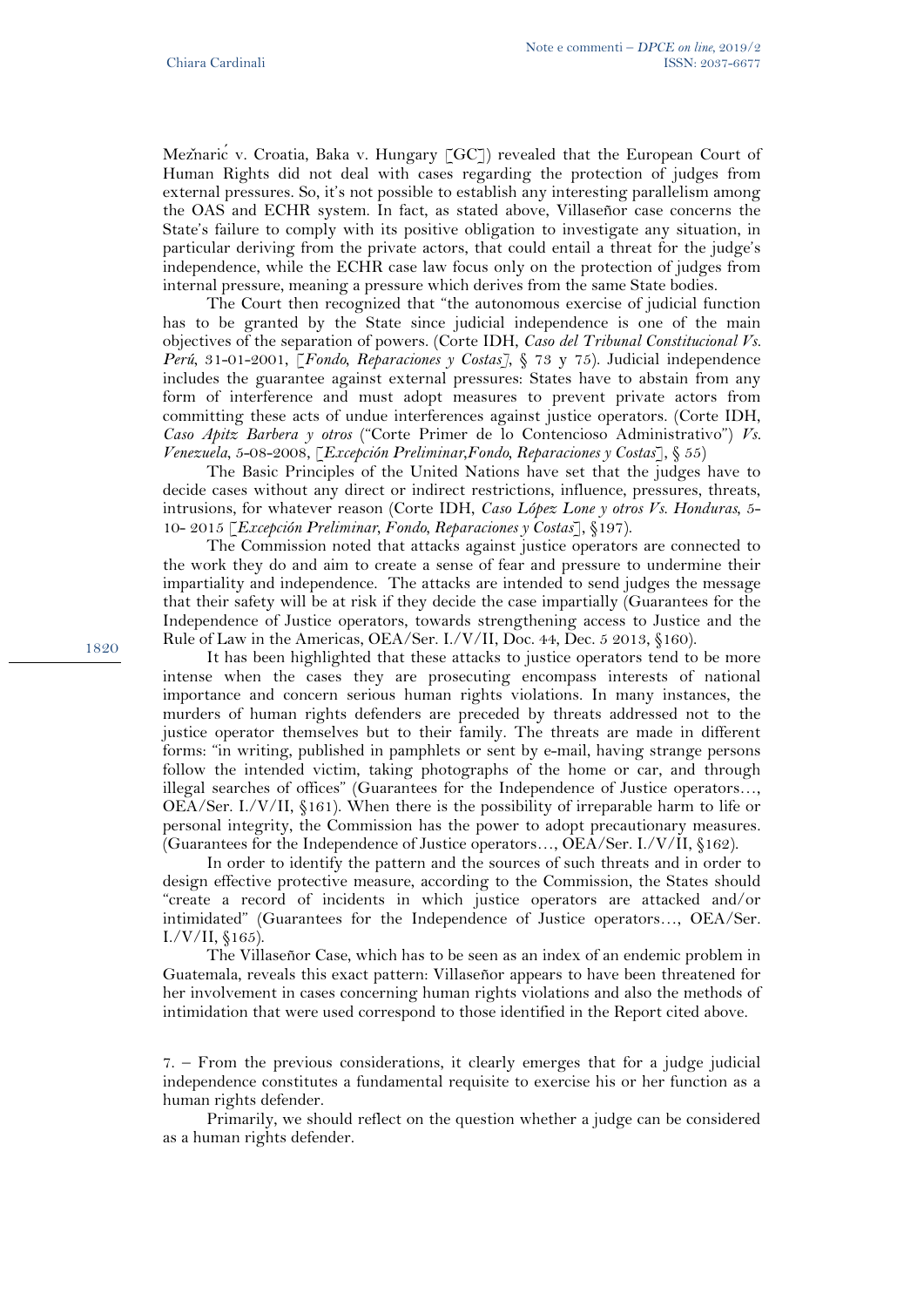Mežnarić v. Croatia, Baka v. Hungary [GC]) revealed that the European Court of Human Rights did not deal with cases regarding the protection of judges from external pressures. So, it's not possible to establish any interesting parallelism among the OAS and ECHR system. In fact, as stated above, Villaseñor case concerns the State's failure to comply with its positive obligation to investigate any situation, in particular deriving from the private actors, that could entail a threat for the judge's independence, while the ECHR case law focus only on the protection of judges from internal pressure, meaning a pressure which derives from the same State bodies.

The Court then recognized that "the autonomous exercise of judicial function has to be granted by the State since judicial independence is one of the main objectives of the separation of powers. (Corte IDH, *Caso del Tribunal Constitucional Vs. Perú*, 31-01-2001, [*Fondo, Reparaciones y Costas*], § 73 y 75). Judicial independence includes the guarantee against external pressures: States have to abstain from any form of interference and must adopt measures to prevent private actors from committing these acts of undue interferences against justice operators. (Corte IDH, *Caso Apitz Barbera y otros* ("Corte Primer de lo Contencioso Administrativo") *Vs. Venezuela*, 5-08-2008, [*Excepción Preliminar,Fondo, Reparaciones y Costas*], § 55)

The Basic Principles of the United Nations have set that the judges have to decide cases without any direct or indirect restrictions, influence, pressures, threats, intrusions, for whatever reason (Corte IDH, *Caso López Lone y otros Vs. Honduras*, 5-10- 2015 [*Excepción Preliminar, Fondo, Reparaciones y Costas*], §197).

The Commission noted that attacks against justice operators are connected to the work they do and aim to create a sense of fear and pressure to undermine their impartiality and independence. The attacks are intended to send judges the message that their safety will be at risk if they decide the case impartially (Guarantees for the Independence of Justice operators, towards strengthening access to Justice and the Rule of Law in the Americas, OEA/Ser. I./V/II, Doc. 44, Dec. 5 2013, §160).

It has been highlighted that these attacks to justice operators tend to be more intense when the cases they are prosecuting encompass interests of national importance and concern serious human rights violations. In many instances, the murders of human rights defenders are preceded by threats addressed not to the justice operator themselves but to their family. The threats are made in different forms: "in writing, published in pamphlets or sent by e-mail, having strange persons follow the intended victim, taking photographs of the home or car, and through illegal searches of offices" (Guarantees for the Independence of Justice operators…, OEA/Ser. I./V/II, §161). When there is the possibility of irreparable harm to life or personal integrity, the Commission has the power to adopt precautionary measures. (Guarantees for the Independence of Justice operators…, OEA/Ser. I./V/II, §162).

In order to identify the pattern and the sources of such threats and in order to design effective protective measure, according to the Commission, the States should "create a record of incidents in which justice operators are attacked and/or intimidated" (Guarantees for the Independence of Justice operators…, OEA/Ser. I./V/II, §165).

The Villaseñor Case, which has to be seen as an index of an endemic problem in Guatemala, reveals this exact pattern: Villaseñor appears to have been threatened for her involvement in cases concerning human rights violations and also the methods of intimidation that were used correspond to those identified in the Report cited above.

7. – From the previous considerations, it clearly emerges that for a judge judicial independence constitutes a fundamental requisite to exercise his or her function as a human rights defender.

Primarily, we should reflect on the question whether a judge can be considered as a human rights defender.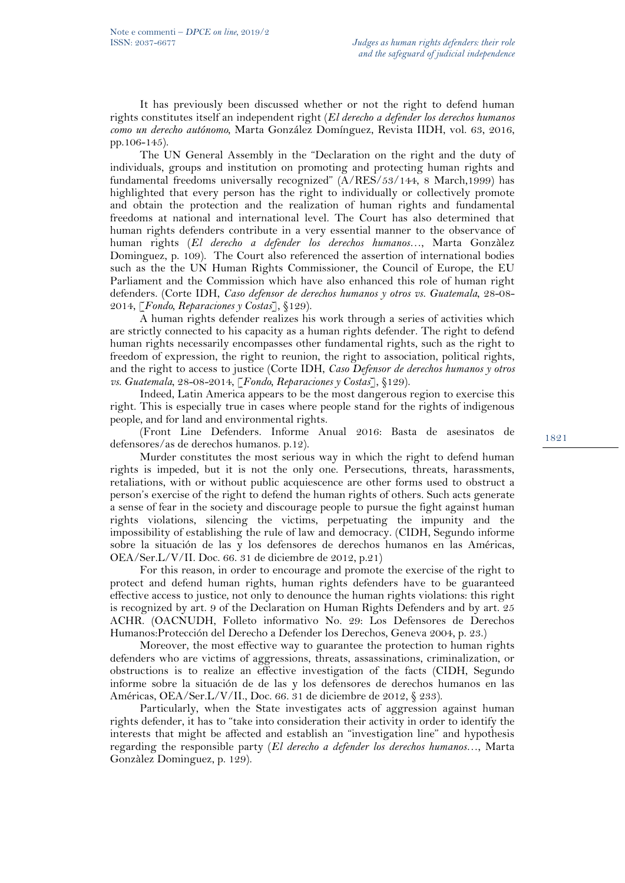It has previously been discussed whether or not the right to defend human rights constitutes itself an independent right (*El derecho a defender los derechos humanos como un derecho autónomo*, Marta González Domínguez, Revista IIDH, vol. 63, 2016, pp.106-145).

The UN General Assembly in the "Declaration on the right and the duty of individuals, groups and institution on promoting and protecting human rights and fundamental freedoms universally recognized" (A/RES/53/144, 8 March,1999) has highlighted that every person has the right to individually or collectively promote and obtain the protection and the realization of human rights and fundamental freedoms at national and international level. The Court has also determined that human rights defenders contribute in a very essential manner to the observance of human rights (*El derecho a defender los derechos humanos…*, Marta Gonzàlez Dominguez, p. 109). The Court also referenced the assertion of international bodies such as the the UN Human Rights Commissioner, the Council of Europe, the EU Parliament and the Commission which have also enhanced this role of human right defenders. (Corte IDH, *Caso defensor de derechos humanos y otros vs. Guatemala*, 28-08-2014, [*Fondo, Reparaciones y Costas*], §129).

A human rights defender realizes his work through a series of activities which are strictly connected to his capacity as a human rights defender. The right to defend human rights necessarily encompasses other fundamental rights, such as the right to freedom of expression, the right to reunion, the right to association, political rights, and the right to access to justice (Corte IDH, *Caso Defensor de derechos humanos y otros vs. Guatemala*, 28-08-2014, [*Fondo, Reparaciones y Costas*], §129).

Indeed, Latin America appears to be the most dangerous region to exercise this right. This is especially true in cases where people stand for the rights of indigenous people, and for land and environmental rights.

(Front Line Defenders. Informe Anual 2016: Basta de asesinatos de defensores/as de derechos humanos. p.12).

Murder constitutes the most serious way in which the right to defend human rights is impeded, but it is not the only one. Persecutions, threats, harassments, retaliations, with or without public acquiescence are other forms used to obstruct a person's exercise of the right to defend the human rights of others. Such acts generate a sense of fear in the society and discourage people to pursue the fight against human rights violations, silencing the victims, perpetuating the impunity and the impossibility of establishing the rule of law and democracy. (CIDH, Segundo informe sobre la situación de las y los defensores de derechos humanos en las Américas, OEA/Ser.L/V/II. Doc. 66. 31 de diciembre de 2012, p.21)

For this reason, in order to encourage and promote the exercise of the right to protect and defend human rights, human rights defenders have to be guaranteed effective access to justice, not only to denounce the human rights violations: this right is recognized by art. 9 of the Declaration on Human Rights Defenders and by art. 25 ACHR. (OACNUDH, Folleto informativo No. 29: Los Defensores de Derechos Humanos:Protección del Derecho a Defender los Derechos, Geneva 2004, p. 23.)

Moreover, the most effective way to guarantee the protection to human rights defenders who are victims of aggressions, threats, assassinations, criminalization, or obstructions is to realize an effective investigation of the facts (CIDH, Segundo informe sobre la situación de de las y los defensores de derechos humanos en las Américas, OEA/Ser.L/V/II., Doc. 66. 31 de diciembre de 2012, § 233).

Particularly, when the State investigates acts of aggression against human rights defender, it has to "take into consideration their activity in order to identify the interests that might be affected and establish an "investigation line" and hypothesis regarding the responsible party (*El derecho a defender los derechos humanos…*, Marta Gonzàlez Dominguez, p. 129).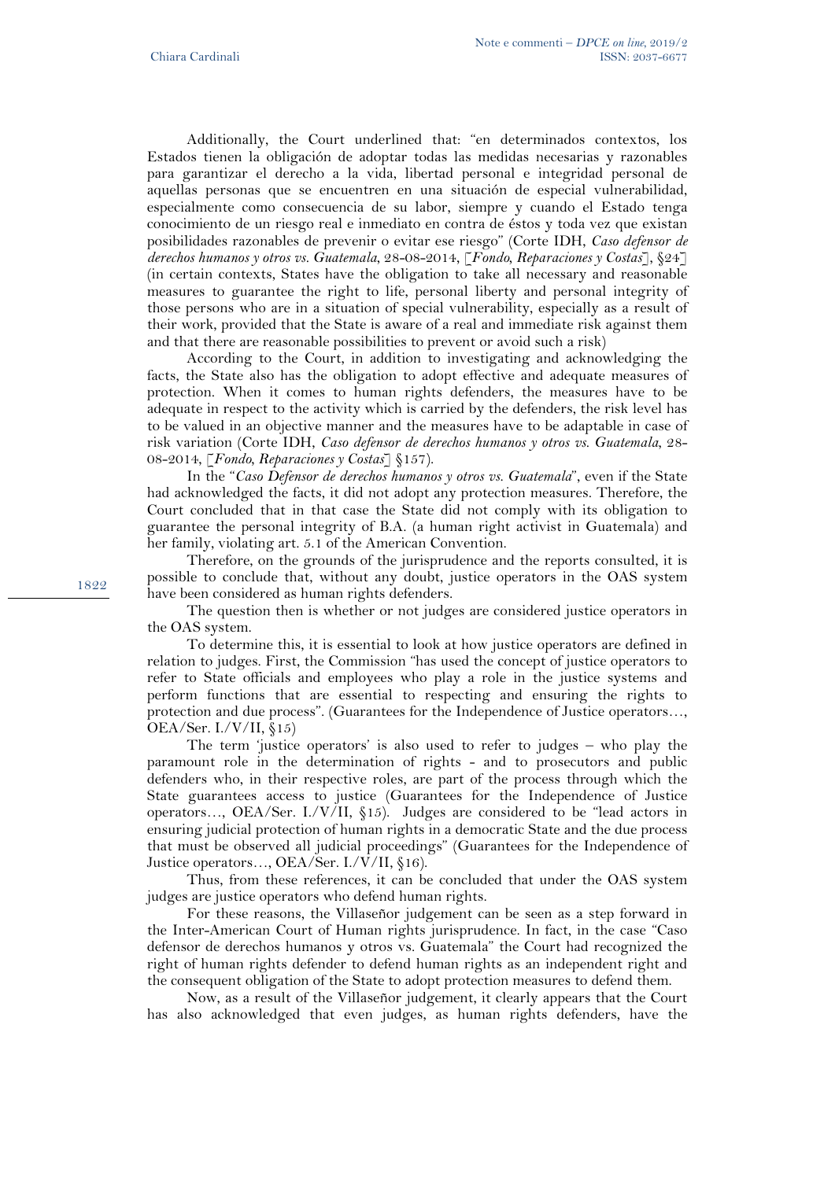Additionally, the Court underlined that: "en determinados contextos, los Estados tienen la obligación de adoptar todas las medidas necesarias y razonables para garantizar el derecho a la vida, libertad personal e integridad personal de aquellas personas que se encuentren en una situación de especial vulnerabilidad, especialmente como consecuencia de su labor, siempre y cuando el Estado tenga conocimiento de un riesgo real e inmediato en contra de éstos y toda vez que existan posibilidades razonables de prevenir o evitar ese riesgo" (Corte IDH, *Caso defensor de derechos humanos y otros vs. Guatemala*, 28-08-2014, [*Fondo, Reparaciones y Costas*], §24] (in certain contexts, States have the obligation to take all necessary and reasonable measures to guarantee the right to life, personal liberty and personal integrity of those persons who are in a situation of special vulnerability, especially as a result of their work, provided that the State is aware of a real and immediate risk against them and that there are reasonable possibilities to prevent or avoid such a risk)

According to the Court, in addition to investigating and acknowledging the facts, the State also has the obligation to adopt effective and adequate measures of protection. When it comes to human rights defenders, the measures have to be adequate in respect to the activity which is carried by the defenders, the risk level has to be valued in an objective manner and the measures have to be adaptable in case of risk variation (Corte IDH, *Caso defensor de derechos humanos y otros vs. Guatemala*, 28-08-2014, [*Fondo, Reparaciones y Costas*] §157).

In the "*Caso Defensor de derechos humanos y otros vs. Guatemala*", even if the State had acknowledged the facts, it did not adopt any protection measures. Therefore, the Court concluded that in that case the State did not comply with its obligation to guarantee the personal integrity of B.A. (a human right activist in Guatemala) and her family, violating art. 5.1 of the American Convention.

Therefore, on the grounds of the jurisprudence and the reports consulted, it is possible to conclude that, without any doubt, justice operators in the OAS system have been considered as human rights defenders.

The question then is whether or not judges are considered justice operators in the OAS system.

To determine this, it is essential to look at how justice operators are defined in relation to judges. First, the Commission "has used the concept of justice operators to refer to State officials and employees who play a role in the justice systems and perform functions that are essential to respecting and ensuring the rights to protection and due process". (Guarantees for the Independence of Justice operators…, OEA/Ser. I./V/II, §15)

The term 'justice operators' is also used to refer to judges – who play the paramount role in the determination of rights - and to prosecutors and public defenders who, in their respective roles, are part of the process through which the State guarantees access to justice (Guarantees for the Independence of Justice operators…, OEA/Ser. I./V/II, §15). Judges are considered to be "lead actors in ensuring judicial protection of human rights in a democratic State and the due process that must be observed all judicial proceedings" (Guarantees for the Independence of Justice operators…, OEA/Ser. I./V/II, §16).

Thus, from these references, it can be concluded that under the OAS system judges are justice operators who defend human rights.

For these reasons, the Villaseñor judgement can be seen as a step forward in the Inter-American Court of Human rights jurisprudence. In fact, in the case "Caso defensor de derechos humanos y otros vs. Guatemala" the Court had recognized the right of human rights defender to defend human rights as an independent right and the consequent obligation of the State to adopt protection measures to defend them.

Now, as a result of the Villaseñor judgement, it clearly appears that the Court has also acknowledged that even judges, as human rights defenders, have the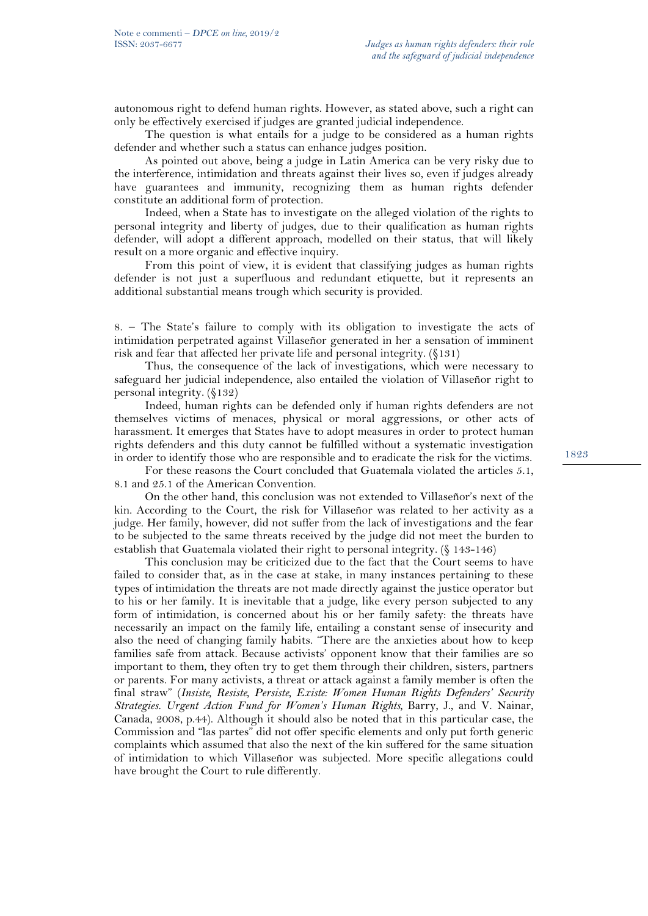autonomous right to defend human rights. However, as stated above, such a right can only be effectively exercised if judges are granted judicial independence.

The question is what entails for a judge to be considered as a human rights defender and whether such a status can enhance judges position.

As pointed out above, being a judge in Latin America can be very risky due to the interference, intimidation and threats against their lives so, even if judges already have guarantees and immunity, recognizing them as human rights defender constitute an additional form of protection.

Indeed, when a State has to investigate on the alleged violation of the rights to personal integrity and liberty of judges, due to their qualification as human rights defender, will adopt a different approach, modelled on their status, that will likely result on a more organic and effective inquiry.

From this point of view, it is evident that classifying judges as human rights defender is not just a superfluous and redundant etiquette, but it represents an additional substantial means trough which security is provided.

8. – The State's failure to comply with its obligation to investigate the acts of intimidation perpetrated against Villaseñor generated in her a sensation of imminent risk and fear that affected her private life and personal integrity. (§131)

Thus, the consequence of the lack of investigations, which were necessary to safeguard her judicial independence, also entailed the violation of Villaseñor right to personal integrity. (§132)

Indeed, human rights can be defended only if human rights defenders are not themselves victims of menaces, physical or moral aggressions, or other acts of harassment. It emerges that States have to adopt measures in order to protect human rights defenders and this duty cannot be fulfilled without a systematic investigation in order to identify those who are responsible and to eradicate the risk for the victims.

For these reasons the Court concluded that Guatemala violated the articles 5.1, 8.1 and 25.1 of the American Convention.

On the other hand, this conclusion was not extended to Villaseñor's next of the kin. According to the Court, the risk for Villaseñor was related to her activity as a judge. Her family, however, did not suffer from the lack of investigations and the fear to be subjected to the same threats received by the judge did not meet the burden to establish that Guatemala violated their right to personal integrity. (§ 143-146)

This conclusion may be criticized due to the fact that the Court seems to have failed to consider that, as in the case at stake, in many instances pertaining to these types of intimidation the threats are not made directly against the justice operator but to his or her family. It is inevitable that a judge, like every person subjected to any form of intimidation, is concerned about his or her family safety: the threats have necessarily an impact on the family life, entailing a constant sense of insecurity and also the need of changing family habits. "There are the anxieties about how to keep families safe from attack. Because activists' opponent know that their families are so important to them, they often try to get them through their children, sisters, partners or parents. For many activists, a threat or attack against a family member is often the final straw" (*Insiste, Resiste, Persiste, Existe: Women Human Rights Defenders' Security Strategies. Urgent Action Fund for Women's Human Rights*, Barry, J., and V. Nainar, Canada, 2008, p.44). Although it should also be noted that in this particular case, the Commission and "las partes" did not offer specific elements and only put forth generic complaints which assumed that also the next of the kin suffered for the same situation of intimidation to which Villaseñor was subjected. More specific allegations could have brought the Court to rule differently.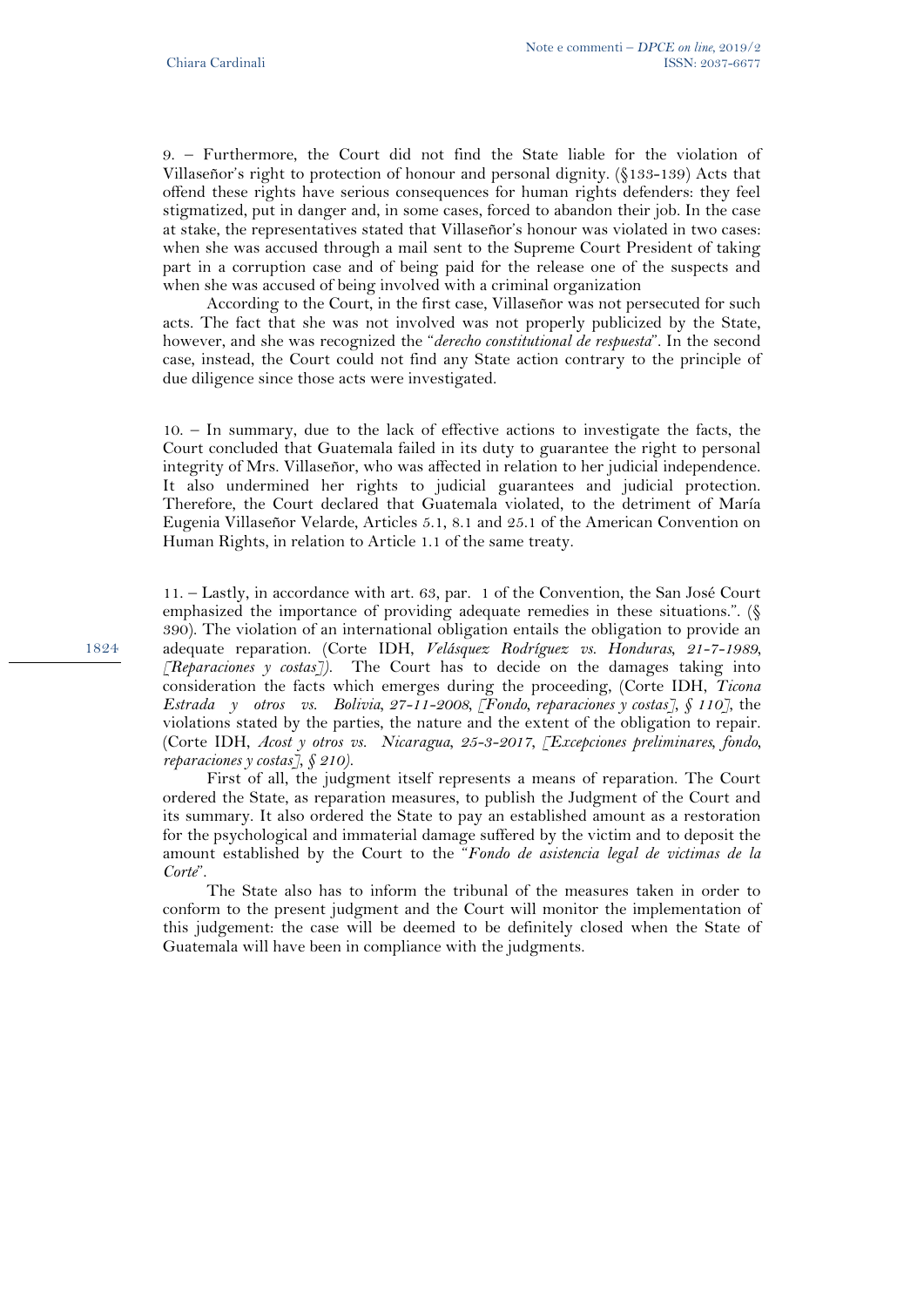9. – Furthermore, the Court did not find the State liable for the violation of Villaseñor's right to protection of honour and personal dignity. (§133-139) Acts that offend these rights have serious consequences for human rights defenders: they feel stigmatized, put in danger and, in some cases, forced to abandon their job. In the case at stake, the representatives stated that Villaseñor's honour was violated in two cases: when she was accused through a mail sent to the Supreme Court President of taking part in a corruption case and of being paid for the release one of the suspects and when she was accused of being involved with a criminal organization

According to the Court, in the first case, Villaseñor was not persecuted for such acts. The fact that she was not involved was not properly publicized by the State, however, and she was recognized the "*derecho constitutional de respuesta*". In the second case, instead, the Court could not find any State action contrary to the principle of due diligence since those acts were investigated.

10. – In summary, due to the lack of effective actions to investigate the facts, the Court concluded that Guatemala failed in its duty to guarantee the right to personal integrity of Mrs. Villaseñor, who was affected in relation to her judicial independence. It also undermined her rights to judicial guarantees and judicial protection. Therefore, the Court declared that Guatemala violated, to the detriment of María Eugenia Villaseñor Velarde, Articles 5.1, 8.1 and 25.1 of the American Convention on Human Rights, in relation to Article 1.1 of the same treaty.

11. – Lastly, in accordance with art. 63, par. 1 of the Convention, the San José Court emphasized the importance of providing adequate remedies in these situations.". (§ 390). The violation of an international obligation entails the obligation to provide an adequate reparation. (Corte IDH, *Velásquez Rodríguez vs. Honduras, 21-7-1989, [Reparaciones y costas])*. The Court has to decide on the damages taking into consideration the facts which emerges during the proceeding, (Corte IDH, *Ticona Estrada y otros vs. Bolivia, 27-11-2008, [Fondo, reparaciones y costas], § 110]*, the violations stated by the parties, the nature and the extent of the obligation to repair. (Corte IDH, *Acost y otros vs. Nicaragua, 25-3-2017, [Excepciones preliminares, fondo, reparaciones y costas], § 210)*.

First of all, the judgment itself represents a means of reparation. The Court ordered the State, as reparation measures, to publish the Judgment of the Court and its summary. It also ordered the State to pay an established amount as a restoration for the psychological and immaterial damage suffered by the victim and to deposit the amount established by the Court to the "*Fondo de asistencia legal de victimas de la Corte*".

The State also has to inform the tribunal of the measures taken in order to conform to the present judgment and the Court will monitor the implementation of this judgement: the case will be deemed to be definitely closed when the State of Guatemala will have been in compliance with the judgments.